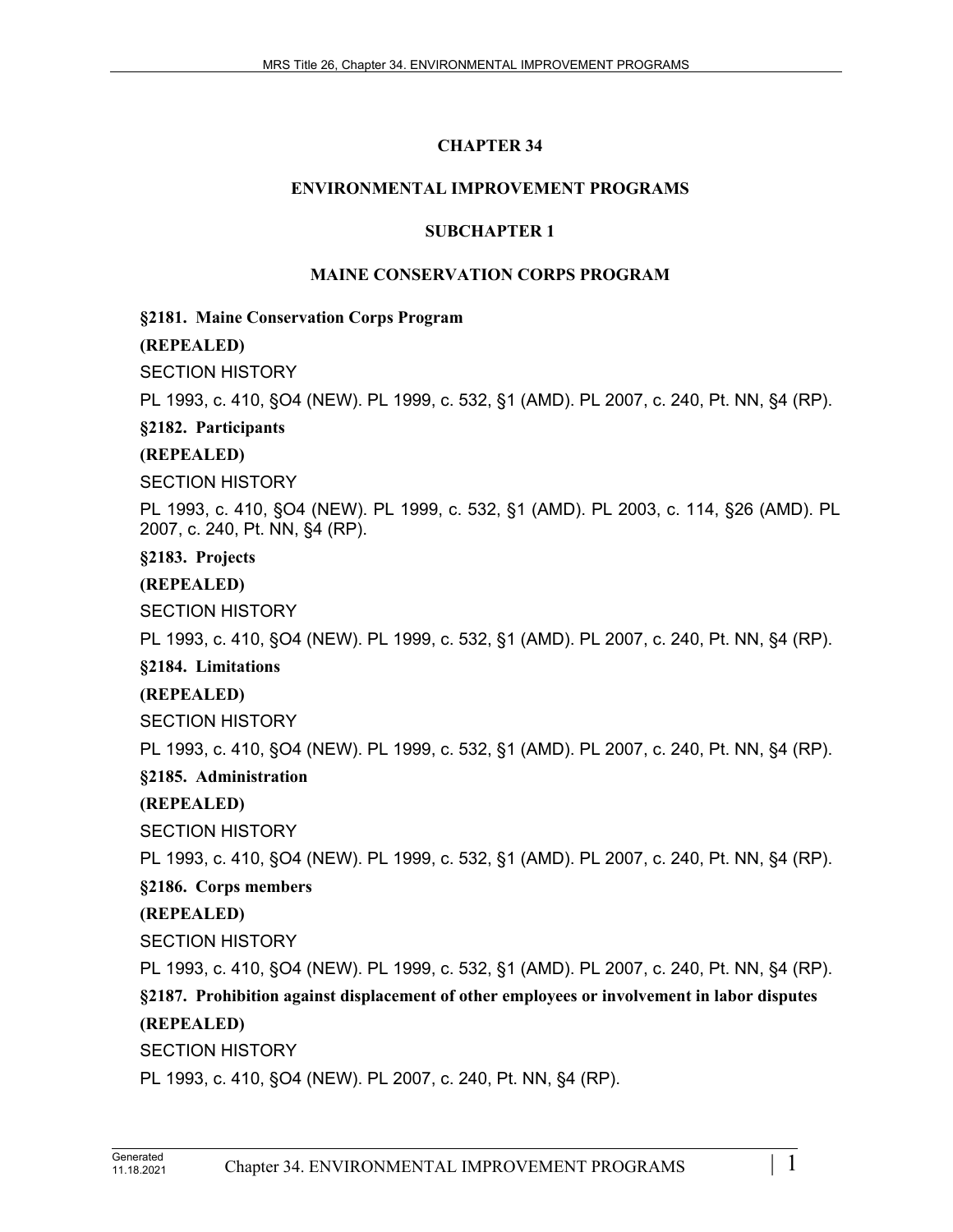# CHAPTER 34

# ENVIRONMENTAL IMPROVEMENT PROGRAMS

## SUBCHAPTER 1

## MAINE CONSERVATION CORPS PROGRAM

**§2181. Maine Conservation Corps Program**

**(REPEALED)**

SECTION HISTORY

PL 1993, c. 410, §O4 (NEW). PL 1999, c. 532, §1 (AMD). PL 2007, c. 240, Pt. NN, §4 (RP).

**§2182. Participants**

**(REPEALED)**

SECTION HISTORY

PL 1993, c. 410, §O4 (NEW). PL 1999, c. 532, §1 (AMD). PL 2003, c. 114, §26 (AMD). PL 2007, c. 240, Pt. NN, §4 (RP).

**§2183. Projects**

**(REPEALED)**

SECTION HISTORY

PL 1993, c. 410, §O4 (NEW). PL 1999, c. 532, §1 (AMD). PL 2007, c. 240, Pt. NN, §4 (RP).

**§2184. Limitations**

**(REPEALED)**

SECTION HISTORY

PL 1993, c. 410, §O4 (NEW). PL 1999, c. 532, §1 (AMD). PL 2007, c. 240, Pt. NN, §4 (RP).

**§2185. Administration**

**(REPEALED)**

SECTION HISTORY

PL 1993, c. 410, §O4 (NEW). PL 1999, c. 532, §1 (AMD). PL 2007, c. 240, Pt. NN, §4 (RP).

**§2186. Corps members**

**(REPEALED)**

SECTION HISTORY

PL 1993, c. 410, §O4 (NEW). PL 1999, c. 532, §1 (AMD). PL 2007, c. 240, Pt. NN, §4 (RP).

**§2187. Prohibition against displacement of other employees or involvement in labor disputes**

**(REPEALED)**

SECTION HISTORY

PL 1993, c. 410, §O4 (NEW). PL 2007, c. 240, Pt. NN, §4 (RP).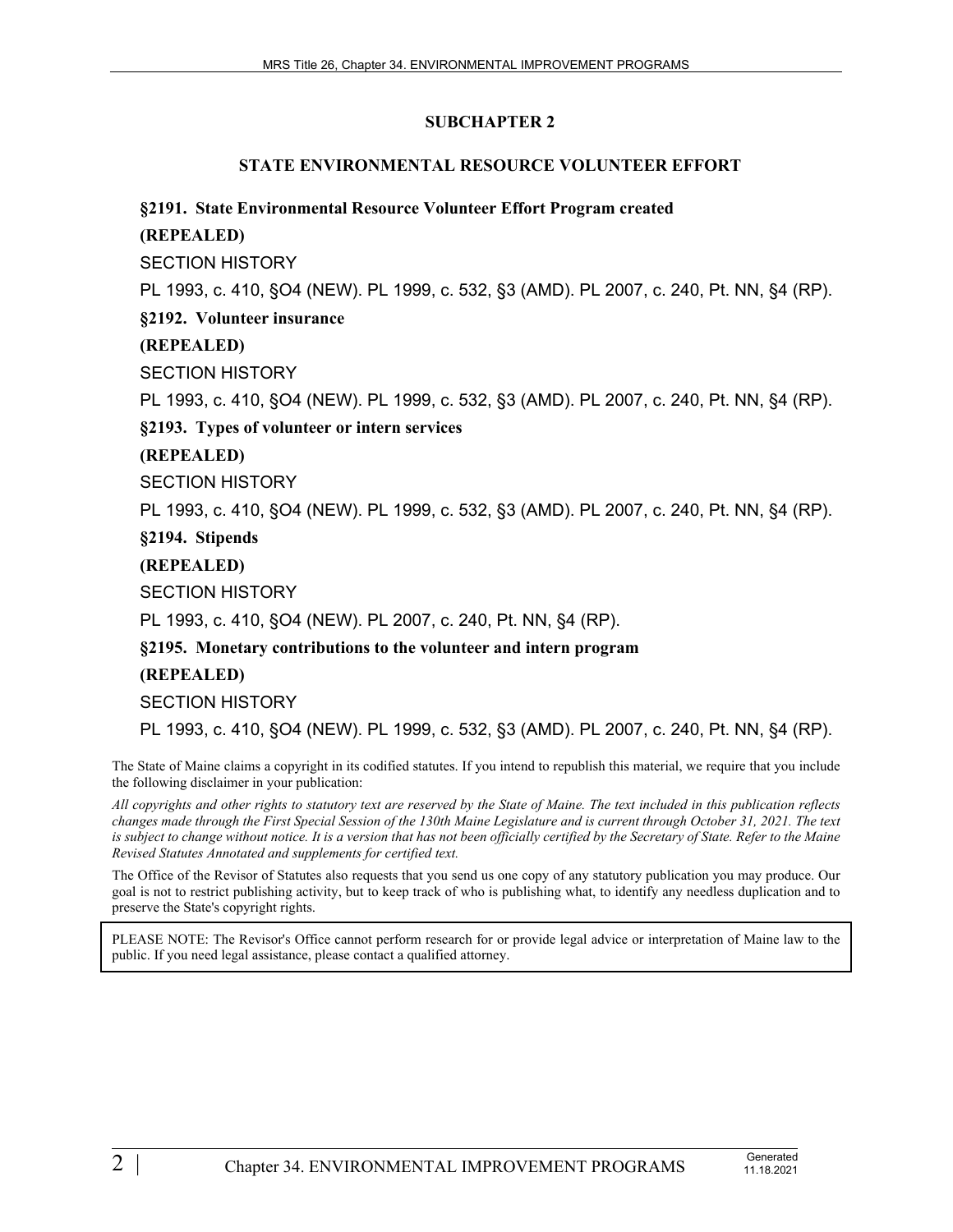## SUBCHAPTER 2

## STATE ENVIRONMENTAL RESOURCE VOLUNTEER EFFORT

**§2191. State Environmental Resource Volunteer Effort Program created**

**(REPEALED)**

SECTION HISTORY

PL 1993, c. 410, §O4 (NEW). PL 1999, c. 532, §3 (AMD). PL 2007, c. 240, Pt. NN, §4 (RP).

**§2192. Volunteer insurance**

**(REPEALED)**

SECTION HISTORY

PL 1993, c. 410, §O4 (NEW). PL 1999, c. 532, §3 (AMD). PL 2007, c. 240, Pt. NN, §4 (RP).

**§2193. Types of volunteer or intern services**

**(REPEALED)**

SECTION HISTORY

PL 1993, c. 410, §O4 (NEW). PL 1999, c. 532, §3 (AMD). PL 2007, c. 240, Pt. NN, §4 (RP).

**§2194. Stipends**

**(REPEALED)**

SECTION HISTORY

PL 1993, c. 410, §O4 (NEW). PL 2007, c. 240, Pt. NN, §4 (RP).

**§2195. Monetary contributions to the volunteer and intern program**

**(REPEALED)**

SECTION HISTORY

PL 1993, c. 410, §O4 (NEW). PL 1999, c. 532, §3 (AMD). PL 2007, c. 240, Pt. NN, §4 (RP).

The State of Maine claims a copyright in its codified statutes. If you intend to republish this material, we require that you include the following disclaimer in your publication:

*All copyrights and other rights to statutory text are reserved by the State of Maine. The text included in this publication reflects changes made through the First Special Session of the 130th Maine Legislature and is current through October 31, 2021. The text is subject to change without notice. It is a version that has not been officially certified by the Secretary of State. Refer to the Maine Revised Statutes Annotated and supplements for certified text.*

The Office of the Revisor of Statutes also requests that you send us one copy of any statutory publication you may produce. Our goal is not to restrict publishing activity, but to keep track of who is publishing what, to identify any needless duplication and to preserve the State's copyright rights.

PLEASE NOTE: The Revisor's Office cannot perform research for or provide legal advice or interpretation of Maine law to the public. If you need legal assistance, please contact a qualified attorney.